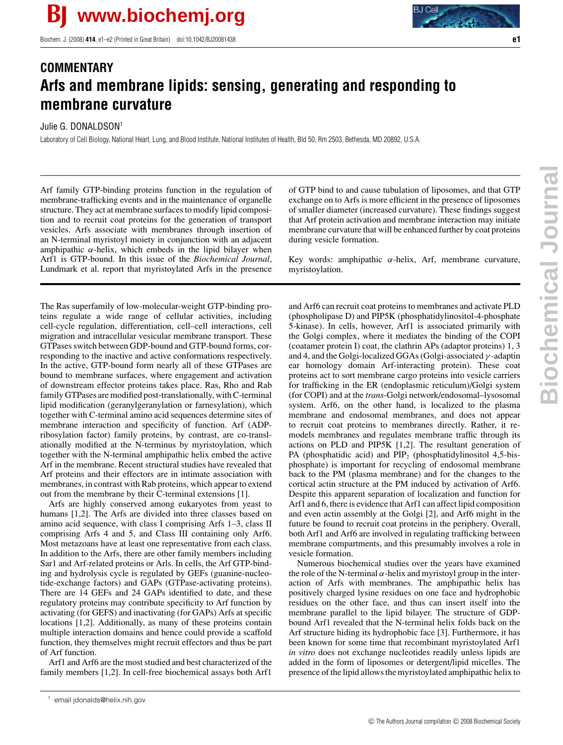COMMENTARY

# Arfs and membrane lipids: sensing, generating and responding to membrane curvature

Julie G. DONALDSON[1]

Laboratory of Cell Biology, National Heart, Lung, and Blood Institute, National Institutes of Health, Bld 50, Rm 2503, Bethesda, MD 20892, U.S.A.

Arf family GTP-binding proteins function in the regulation of membrane-trafficking events and in the maintenance of organelle structure. They act at membrane surfaces to modify lipid composition and to recruit coat proteins for the generation of transport vesicles. Arfs associate with membranes through insertion of an N-terminal myristoyl moiety in conjunction with an adjacent amphipathic $\alpha$-helix, which embeds in the lipid bilayer when Arf1 is GTP-bound. In this issue of the *Biochemical Journal*, Lundmark et al. report that myristoylated Arfs in the presence of GTP bind to and cause tubulation of liposomes, and that GTP exchange on to Arfs is more efficient in the presence of liposomes of smaller diameter (increased curvature). These findings suggest that Arf protein activation and membrane interaction may initiate membrane curvature that will be enhanced further by coat proteins during vesicle formation.

Key words: amphipathic $\alpha$-helix, Arf, membrane curvature, myristoylation.

The Ras superfamily of low-molecular-weight GTP-binding proteins regulate a wide range of cellular activities, including cell-cycle regulation, differentiation, cell–cell interactions, cell migration and intracellular vesicular membrane transport. These GTPases switch between GDP-bound and GTP-bound forms, corresponding to the inactive and active conformations respectively. In the active, GTP-bound form nearly all of these GTPases are bound to membrane surfaces, where engagement and activation of downstream effector proteins takes place. Ras, Rho and Rab family GTPases are modified post-translationally, with C-terminal lipid modification (geranylgeranylation or farnesylation), which together with C-terminal amino acid sequences determine sites of membrane interaction and specificity of function. Arf (ADP-ribosylation factor) family proteins, by contrast, are co-translationally modified at the N-terminus by myristoylation, which together with the N-terminal amphipathic helix embed the active Arf in the membrane. Recent structural studies have revealed that Arf proteins and their effectors are in intimate association with membranes, in contrast with Rab proteins, which appear to extend out from the membrane by their C-terminal extensions [1].

Arfs are highly conserved among eukaryotes from yeast to humans [1,2]. The Arfs are divided into three classes based on amino acid sequence, with class I comprising Arfs 1–3, class II comprising Arfs 4 and 5, and Class III containing only Arf6. Most metazoans have at least one representative from each class. In addition to the Arfs, there are other family members including Sar1 and Arf-related proteins or Arls. In cells, the Arf GTP-binding and hydrolysis cycle is regulated by GEFs (guanine-nucleotide-exchange factors) and GAPs (GTPase-activating proteins). There are 14 GEFs and 24 GAPs identified to date, and these regulatory proteins may contribute specificity to Arf function by activating (for GEFS) and inactivating (for GAPs) Arfs at specific locations [1,2]. Additionally, as many of these proteins contain multiple interaction domains and hence could provide a scaffold function, they themselves might recruit effectors and thus be part of Arf function.

Arf1 and Arf6 are the most studied and best characterized of the family members [1,2]. In cell-free biochemical assays both Arf1 and Arf6 can recruit coat proteins to membranes and activate PLD (phospholipase D) and PIP5K (phosphatidylinositol-4-phosphate 5-kinase). In cells, however, Arf1 is associated primarily with the Golgi complex, where it mediates the binding of the COPI (coatamer protein I) coat, the clathrin APs (adaptor proteins) 1, 3 and 4, and the Golgi-localized GGAs (Golgi-associated $\gamma$-adaptin ear homology domain Arf-interacting protein). These coat proteins act to sort membrane cargo proteins into vesicle carriers for trafficking in the ER (endoplasmic reticulum)/Golgi system (for COPI) and at the *trans*-Golgi network/endosomal–lysosomal system. Arf6, on the other hand, is localized to the plasma membrane and endosomal membranes, and does not appear to recruit coat proteins to membranes directly. Rather, it remodels membranes and regulates membrane traffic through its actions on PLD and PIP5K [1,2]. The resultant generation of PA (phosphatidic acid) and $PIP_2$ (phosphatidylinositol 4,5-bisphosphate) is important for recycling of endosomal membrane back to the PM (plasma membrane) and for the changes to the cortical actin structure at the PM induced by activation of Arf6. Despite this apparent separation of localization and function for Arf1 and 6, there is evidence that Arf1 can affect lipid composition and even actin assembly at the Golgi [2], and Arf6 might in the future be found to recruit coat proteins in the periphery. Overall, both Arf1 and Arf6 are involved in regulating trafficking between membrane compartments, and this presumably involves a role in vesicle formation.

Numerous biochemical studies over the years have examined the role of the N-terminal $\alpha$-helix and myristoyl group in the interaction of Arfs with membranes. The amphipathic helix has positively charged lysine residues on one face and hydrophobic residues on the other face, and thus can insert itself into the membrane parallel to the lipid bilayer. The structure of GDP-bound Arf1 revealed that the N-terminal helix folds back on the Arf structure hiding its hydrophobic face [3]. Furthermore, it has been known for some time that recombinant myristoylated Arf1 *in vitro* does not exchange nucleotides readily unless lipids are added in the form of liposomes or detergent/lipid micelles. The presence of the lipid allows the myristoylated amphipathic helix to

[1] email jdonalds@helix.nih.gov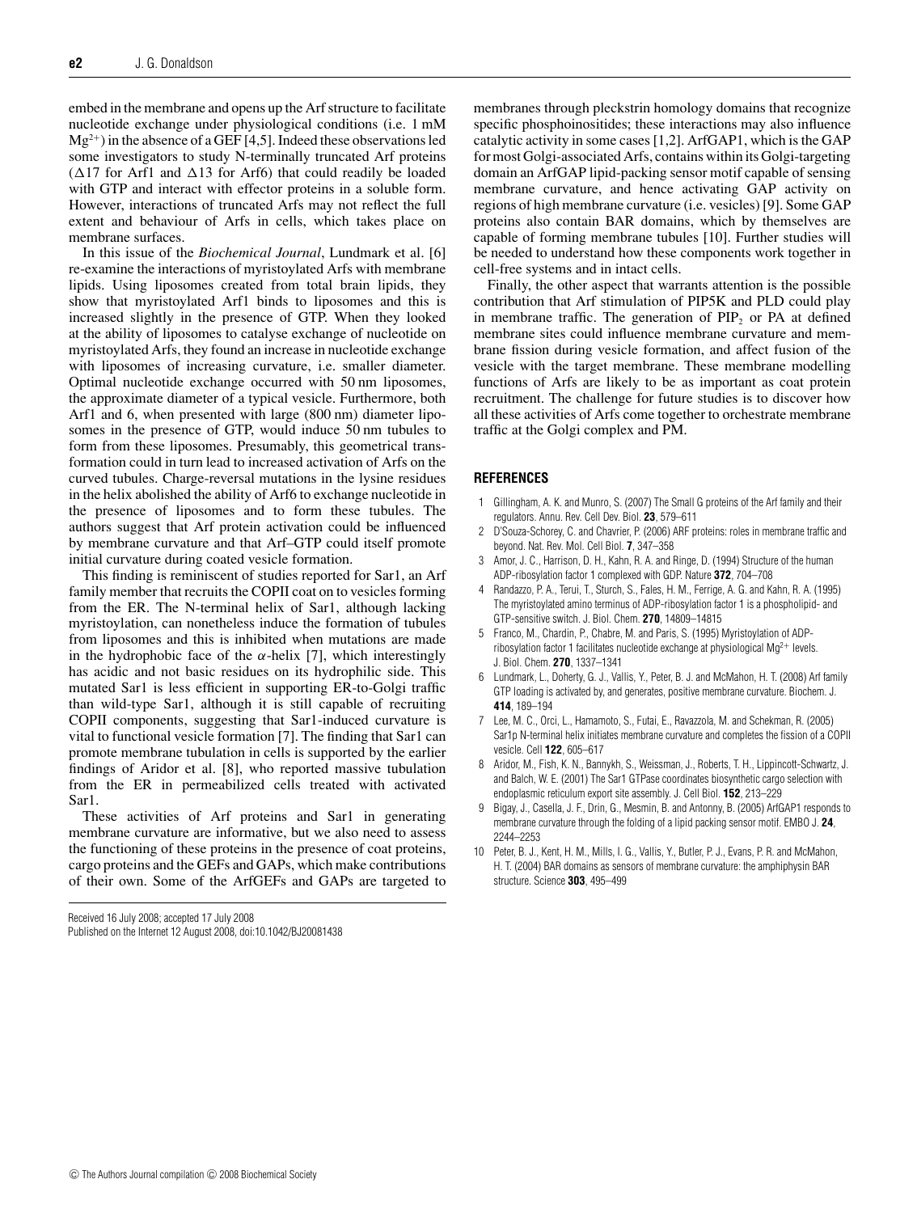embed in the membrane and opens up the Arf structure to facilitate nucleotide exchange under physiological conditions (i.e. 1 mM $Mg^{2+}$) in the absence of a GEF [4,5]. Indeed these observations led some investigators to study N-terminally truncated Arf proteins ($\Delta$17 for Arf1 and $\Delta$13 for Arf6) that could readily be loaded with GTP and interact with effector proteins in a soluble form. However, interactions of truncated Arfs may not reflect the full extent and behaviour of Arfs in cells, which takes place on membrane surfaces.

In this issue of the *Biochemical Journal*, Lundmark et al. [6] re-examine the interactions of myristoylated Arfs with membrane lipids. Using liposomes created from total brain lipids, they show that myristoylated Arf1 binds to liposomes and this is increased slightly in the presence of GTP. When they looked at the ability of liposomes to catalyse exchange of nucleotide on myristoylated Arfs, they found an increase in nucleotide exchange with liposomes of increasing curvature, i.e. smaller diameter. Optimal nucleotide exchange occurred with 50 nm liposomes, the approximate diameter of a typical vesicle. Furthermore, both Arf1 and 6, when presented with large (800 nm) diameter liposomes in the presence of GTP, would induce 50 nm tubules to form from these liposomes. Presumably, this geometrical transformation could in turn lead to increased activation of Arfs on the curved tubules. Charge-reversal mutations in the lysine residues in the helix abolished the ability of Arf6 to exchange nucleotide in the presence of liposomes and to form these tubules. The authors suggest that Arf protein activation could be influenced by membrane curvature and that Arf–GTP could itself promote initial curvature during coated vesicle formation.

This finding is reminiscent of studies reported for Sar1, an Arf family member that recruits the COPII coat on to vesicles forming from the ER. The N-terminal helix of Sar1, although lacking myristoylation, can nonetheless induce the formation of tubules from liposomes and this is inhibited when mutations are made in the hydrophobic face of the $\alpha$-helix [7], which interestingly has acidic and not basic residues on its hydrophilic side. This mutated Sar1 is less efficient in supporting ER-to-Golgi traffic than wild-type Sar1, although it is still capable of recruiting COPII components, suggesting that Sar1-induced curvature is vital to functional vesicle formation [7]. The finding that Sar1 can promote membrane tubulation in cells is supported by the earlier findings of Aridor et al. [8], who reported massive tubulation from the ER in permeabilized cells treated with activated Sar1.

These activities of Arf proteins and Sar1 in generating membrane curvature are informative, but we also need to assess the functioning of these proteins in the presence of coat proteins, cargo proteins and the GEFs and GAPs, which make contributions of their own. Some of the ArfGEFs and GAPs are targeted to membranes through pleckstrin homology domains that recognize specific phosphoinositides; these interactions may also influence catalytic activity in some cases [1,2]. ArfGAP1, which is the GAP for most Golgi-associated Arfs, contains within its Golgi-targeting domain an ArfGAP lipid-packing sensor motif capable of sensing membrane curvature, and hence activating GAP activity on regions of high membrane curvature (i.e. vesicles) [9]. Some GAP proteins also contain BAR domains, which by themselves are capable of forming membrane tubules [10]. Further studies will be needed to understand how these components work together in cell-free systems and in intact cells.

Finally, the other aspect that warrants attention is the possible contribution that Arf stimulation of PIP5K and PLD could play in membrane traffic. The generation of $PIP_2$ or PA at defined membrane sites could influence membrane curvature and membrane fission during vesicle formation, and affect fusion of the vesicle with the target membrane. These membrane modelling functions of Arfs are likely to be as important as coat protein recruitment. The challenge for future studies is to discover how all these activities of Arfs come together to orchestrate membrane traffic at the Golgi complex and PM.

## REFERENCES

1. Gillingham, A. K. and Munro, S. (2007) The Small G proteins of the Arf family and their regulators. Annu. Rev. Cell Dev. Biol. **23**, 579–611
2. D'Souza-Schorey, C. and Chavrier, P. (2006) ARF proteins: roles in membrane traffic and beyond. Nat. Rev. Mol. Cell Biol. **7**, 347–358
3. Amor, J. C., Harrison, D. H., Kahn, R. A. and Ringe, D. (1994) Structure of the human ADP-ribosylation factor 1 complexed with GDP. Nature **372**, 704–708
4. Randazzo, P. A., Terui, T., Sturch, S., Fales, H. M., Ferrige, A. G. and Kahn, R. A. (1995) The myristoylated amino terminus of ADP-ribosylation factor 1 is a phospholipid- and GTP-sensitive switch. J. Biol. Chem. **270**, 14809–14815
5. Franco, M., Chardin, P., Chabre, M. and Paris, S. (1995) Myristoylation of ADP-ribosylation factor 1 facilitates nucleotide exchange at physiological $Mg^{2+}$ levels. J. Biol. Chem. **270**, 1337–1341
6. Lundmark, L., Doherty, G. J., Vallis, Y., Peter, B. J. and McMahon, H. T. (2008) Arf family GTP loading is activated by, and generates, positive membrane curvature. Biochem. J. **414**, 189–194
7. Lee, M. C., Orci, L., Hamamoto, S., Futai, E., Ravazzola, M. and Schekman, R. (2005) Sar1p N-terminal helix initiates membrane curvature and completes the fission of a COPII vesicle. Cell **122**, 605–617
8. Aridor, M., Fish, K. N., Bannykh, S., Weissman, J., Roberts, T. H., Lippincott-Schwartz, J. and Balch, W. E. (2001) The Sar1 GTPase coordinates biosynthetic cargo selection with endoplasmic reticulum export site assembly. J. Cell Biol. **152**, 213–229
9. Bigay, J., Casella, J. F., Drin, G., Mesmin, B. and Antonny, B. (2005) ArfGAP1 responds to membrane curvature through the folding of a lipid packing sensor motif. EMBO J. **24**, 2244–2253
10. Peter, B. J., Kent, H. M., Mills, I. G., Vallis, Y., Butler, P. J., Evans, P. R. and McMahon, H. T. (2004) BAR domains as sensors of membrane curvature: the amphiphysin BAR structure. Science **303**, 495–499

Received 16 July 2008; accepted 17 July 2008
Published on the Internet 12 August 2008, doi:10.1042/BJ20081438